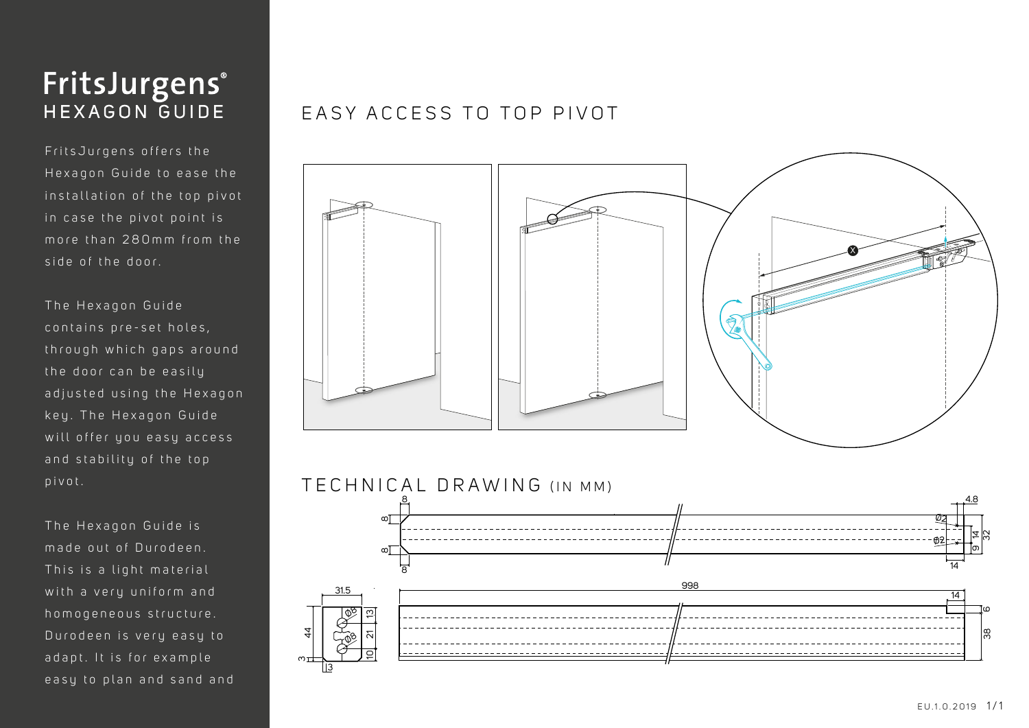# FritsJurgens®
## HEXAGON GUIDE

FritsJurgens offers the Hexagon Guide to ease the installation of the top pivot in case the pivot point is more than 280mm from the side of the door.

The Hexagon Guide contains pre-set holes, through which gaps around the door can be easily adjusted using the Hexagon key. The Hexagon Guide will offer you easy access and stability of the top pivot.

The Hexagon Guide is made out of Durodeen. This is a light material with a very uniform and homogeneous structure. Durodeen is very easy to adapt. It is for example easy to plan and sand and

## EASY ACCESS TO TOP PIVOT

X

## TECHNICAL DRAWING (IN MM)

8
8
8
8
4.8
Ø2
Ø2
14
32
9
14
998
14
6
38
31.5
44
Ø8
Ø8
13
21
10
3
13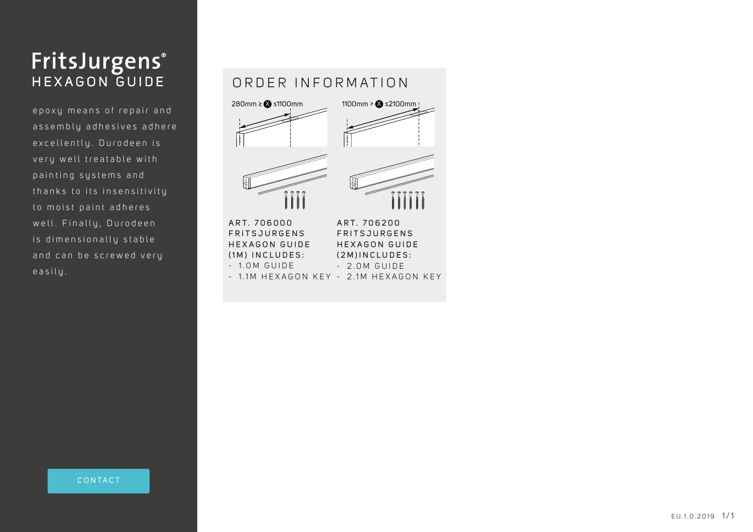# FritsJurgens®
## HEXAGON GUIDE

epoxy means of repair and assembly adhesives adhere excellently. Durodeen is very well treatable with painting systems and thanks to its insensitivity to moist paint adheres well. Finally, Durodeen is dimensionally stable and can be screwed very easily.

CONTACT

## ORDER INFORMATION

280mm ≥ X ≤1100mm

**ART. 706000**
**FRITSJURGENS HEXAGON GUIDE (1M) INCLUDES:**
- 1.0M GUIDE
- 1.1M HEXAGON KEY

1100mm > X ≤2100mm

**ART. 706200**
**FRITSJURGENS HEXAGON GUIDE (2M)INCLUDES:**
- 2.0M GUIDE
- 2.1M HEXAGON KEY

EU.1.0.2019